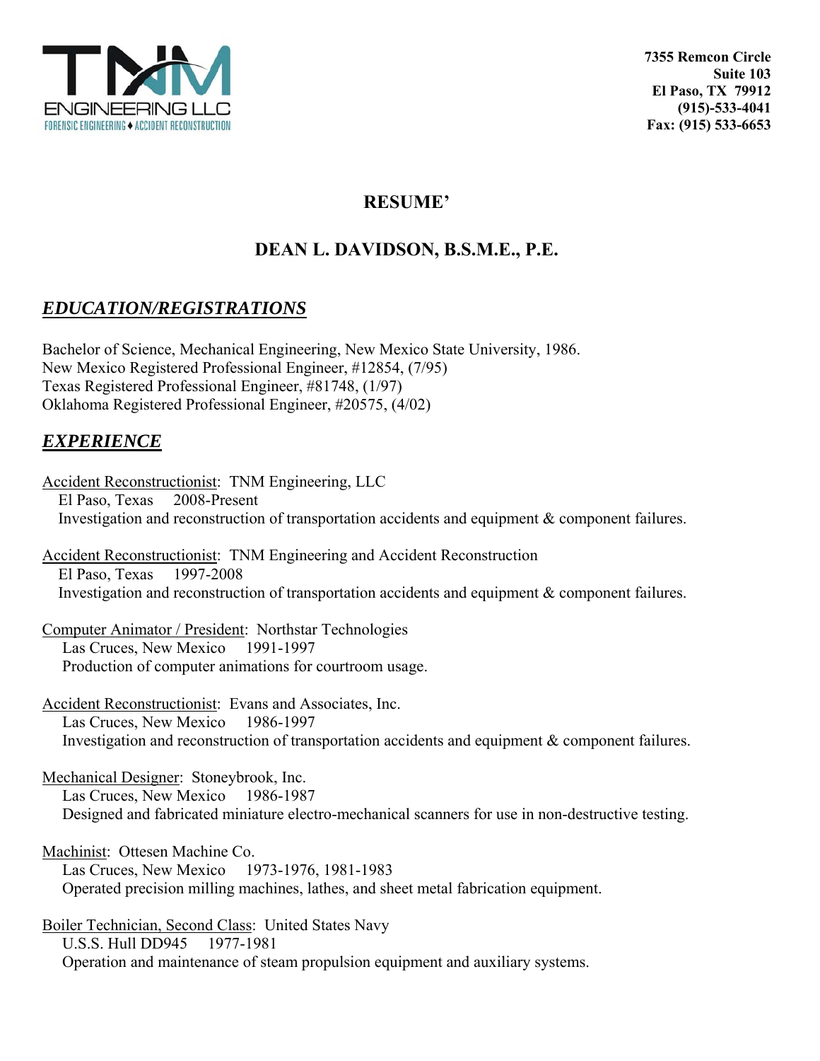TNM ENGINEERING LLC
FORENSIC ENGINEERING ♦ ACCIDENT RECONSTRUCTION

**7355 Remcon Circle**
**Suite 103**
**El Paso, TX 79912**
**(915)-533-4041**
**Fax: (915) 533-6653**

# RESUME'

## DEAN L. DAVIDSON, B.S.M.E., P.E.

### *EDUCATION/REGISTRATIONS*

Bachelor of Science, Mechanical Engineering, New Mexico State University, 1986.
New Mexico Registered Professional Engineer, #12854, (7/95)
Texas Registered Professional Engineer, #81748, (1/97)
Oklahoma Registered Professional Engineer, #20575, (4/02)

### *EXPERIENCE*

Accident Reconstructionist: TNM Engineering, LLC
El Paso, Texas 2008-Present
Investigation and reconstruction of transportation accidents and equipment & component failures.

Accident Reconstructionist: TNM Engineering and Accident Reconstruction
El Paso, Texas 1997-2008
Investigation and reconstruction of transportation accidents and equipment & component failures.

Computer Animator / President: Northstar Technologies
Las Cruces, New Mexico 1991-1997
Production of computer animations for courtroom usage.

Accident Reconstructionist: Evans and Associates, Inc.
Las Cruces, New Mexico 1986-1997
Investigation and reconstruction of transportation accidents and equipment & component failures.

Mechanical Designer: Stoneybrook, Inc.
Las Cruces, New Mexico 1986-1987
Designed and fabricated miniature electro-mechanical scanners for use in non-destructive testing.

Machinist: Ottesen Machine Co.
Las Cruces, New Mexico 1973-1976, 1981-1983
Operated precision milling machines, lathes, and sheet metal fabrication equipment.

Boiler Technician, Second Class: United States Navy
U.S.S. Hull DD945 1977-1981
Operation and maintenance of steam propulsion equipment and auxiliary systems.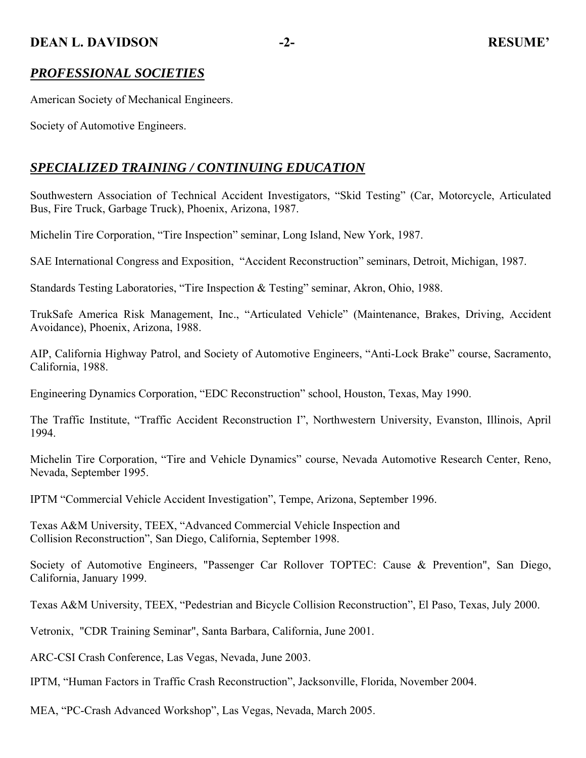## *PROFESSIONAL SOCIETIES*

American Society of Mechanical Engineers.

Society of Automotive Engineers.

## *SPECIALIZED TRAINING / CONTINUING EDUCATION*

Southwestern Association of Technical Accident Investigators, "Skid Testing" (Car, Motorcycle, Articulated Bus, Fire Truck, Garbage Truck), Phoenix, Arizona, 1987.

Michelin Tire Corporation, "Tire Inspection" seminar, Long Island, New York, 1987.

SAE International Congress and Exposition, "Accident Reconstruction" seminars, Detroit, Michigan, 1987.

Standards Testing Laboratories, "Tire Inspection & Testing" seminar, Akron, Ohio, 1988.

TrukSafe America Risk Management, Inc., "Articulated Vehicle" (Maintenance, Brakes, Driving, Accident Avoidance), Phoenix, Arizona, 1988.

AIP, California Highway Patrol, and Society of Automotive Engineers, "Anti-Lock Brake" course, Sacramento, California, 1988.

Engineering Dynamics Corporation, "EDC Reconstruction" school, Houston, Texas, May 1990.

The Traffic Institute, "Traffic Accident Reconstruction I", Northwestern University, Evanston, Illinois, April 1994.

Michelin Tire Corporation, "Tire and Vehicle Dynamics" course, Nevada Automotive Research Center, Reno, Nevada, September 1995.

IPTM "Commercial Vehicle Accident Investigation", Tempe, Arizona, September 1996.

Texas A&M University, TEEX, "Advanced Commercial Vehicle Inspection and Collision Reconstruction", San Diego, California, September 1998.

Society of Automotive Engineers, "Passenger Car Rollover TOPTEC: Cause & Prevention", San Diego, California, January 1999.

Texas A&M University, TEEX, "Pedestrian and Bicycle Collision Reconstruction", El Paso, Texas, July 2000.

Vetronix, "CDR Training Seminar", Santa Barbara, California, June 2001.

ARC-CSI Crash Conference, Las Vegas, Nevada, June 2003.

IPTM, "Human Factors in Traffic Crash Reconstruction", Jacksonville, Florida, November 2004.

MEA, "PC-Crash Advanced Workshop", Las Vegas, Nevada, March 2005.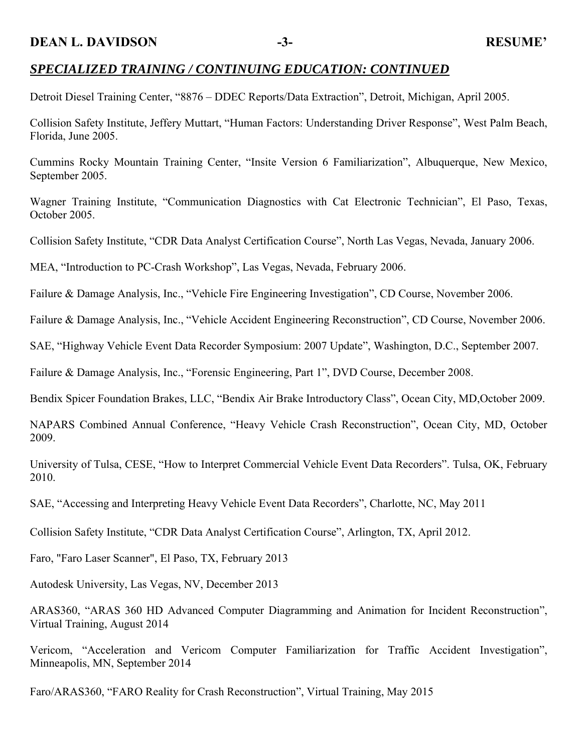## ***SPECIALIZED TRAINING / CONTINUING EDUCATION: CONTINUED***

Detroit Diesel Training Center, “8876 – DDEC Reports/Data Extraction”, Detroit, Michigan, April 2005.

Collision Safety Institute, Jeffery Muttart, “Human Factors: Understanding Driver Response”, West Palm Beach, Florida, June 2005.

Cummins Rocky Mountain Training Center, “Insite Version 6 Familiarization”, Albuquerque, New Mexico, September 2005.

Wagner Training Institute, “Communication Diagnostics with Cat Electronic Technician”, El Paso, Texas, October 2005.

Collision Safety Institute, “CDR Data Analyst Certification Course”, North Las Vegas, Nevada, January 2006.

MEA, “Introduction to PC-Crash Workshop”, Las Vegas, Nevada, February 2006.

Failure & Damage Analysis, Inc., “Vehicle Fire Engineering Investigation”, CD Course, November 2006.

Failure & Damage Analysis, Inc., “Vehicle Accident Engineering Reconstruction”, CD Course, November 2006.

SAE, “Highway Vehicle Event Data Recorder Symposium: 2007 Update”, Washington, D.C., September 2007.

Failure & Damage Analysis, Inc., “Forensic Engineering, Part 1”, DVD Course, December 2008.

Bendix Spicer Foundation Brakes, LLC, “Bendix Air Brake Introductory Class”, Ocean City, MD,October 2009.

NAPARS Combined Annual Conference, “Heavy Vehicle Crash Reconstruction”, Ocean City, MD, October 2009.

University of Tulsa, CESE, “How to Interpret Commercial Vehicle Event Data Recorders”. Tulsa, OK, February 2010.

SAE, “Accessing and Interpreting Heavy Vehicle Event Data Recorders”, Charlotte, NC, May 2011

Collision Safety Institute, “CDR Data Analyst Certification Course”, Arlington, TX, April 2012.

Faro, "Faro Laser Scanner", El Paso, TX, February 2013

Autodesk University, Las Vegas, NV, December 2013

ARAS360, “ARAS 360 HD Advanced Computer Diagramming and Animation for Incident Reconstruction”, Virtual Training, August 2014

Vericom, “Acceleration and Vericom Computer Familiarization for Traffic Accident Investigation”, Minneapolis, MN, September 2014

Faro/ARAS360, “FARO Reality for Crash Reconstruction”, Virtual Training, May 2015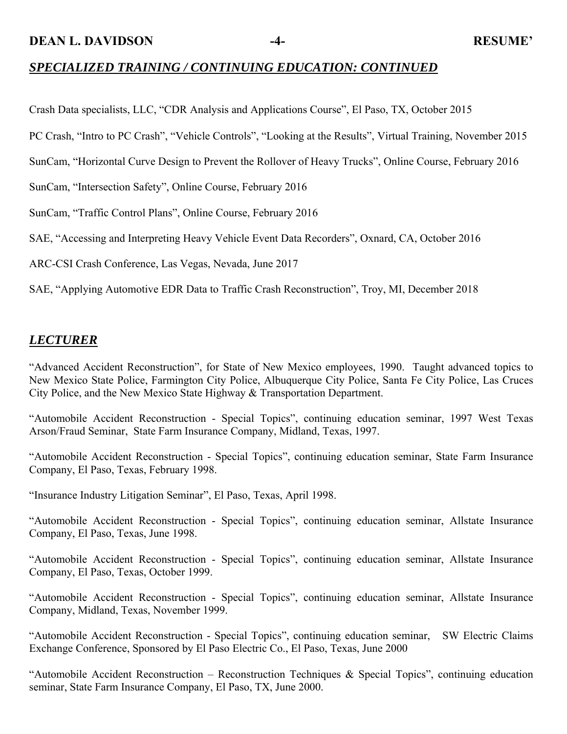## ***SPECIALIZED TRAINING / CONTINUING EDUCATION: CONTINUED***

Crash Data specialists, LLC, “CDR Analysis and Applications Course”, El Paso, TX, October 2015

PC Crash, “Intro to PC Crash”, “Vehicle Controls”, “Looking at the Results”, Virtual Training, November 2015

SunCam, “Horizontal Curve Design to Prevent the Rollover of Heavy Trucks”, Online Course, February 2016

SunCam, “Intersection Safety”, Online Course, February 2016

SunCam, “Traffic Control Plans”, Online Course, February 2016

SAE, “Accessing and Interpreting Heavy Vehicle Event Data Recorders”, Oxnard, CA, October 2016

ARC-CSI Crash Conference, Las Vegas, Nevada, June 2017

SAE, “Applying Automotive EDR Data to Traffic Crash Reconstruction”, Troy, MI, December 2018

## ***LECTURER***

“Advanced Accident Reconstruction”, for State of New Mexico employees, 1990. Taught advanced topics to New Mexico State Police, Farmington City Police, Albuquerque City Police, Santa Fe City Police, Las Cruces City Police, and the New Mexico State Highway & Transportation Department.

“Automobile Accident Reconstruction - Special Topics”, continuing education seminar, 1997 West Texas Arson/Fraud Seminar, State Farm Insurance Company, Midland, Texas, 1997.

“Automobile Accident Reconstruction - Special Topics”, continuing education seminar, State Farm Insurance Company, El Paso, Texas, February 1998.

“Insurance Industry Litigation Seminar”, El Paso, Texas, April 1998.

“Automobile Accident Reconstruction - Special Topics”, continuing education seminar, Allstate Insurance Company, El Paso, Texas, June 1998.

“Automobile Accident Reconstruction - Special Topics”, continuing education seminar, Allstate Insurance Company, El Paso, Texas, October 1999.

“Automobile Accident Reconstruction - Special Topics”, continuing education seminar, Allstate Insurance Company, Midland, Texas, November 1999.

“Automobile Accident Reconstruction - Special Topics”, continuing education seminar, SW Electric Claims Exchange Conference, Sponsored by El Paso Electric Co., El Paso, Texas, June 2000

“Automobile Accident Reconstruction – Reconstruction Techniques & Special Topics”, continuing education seminar, State Farm Insurance Company, El Paso, TX, June 2000.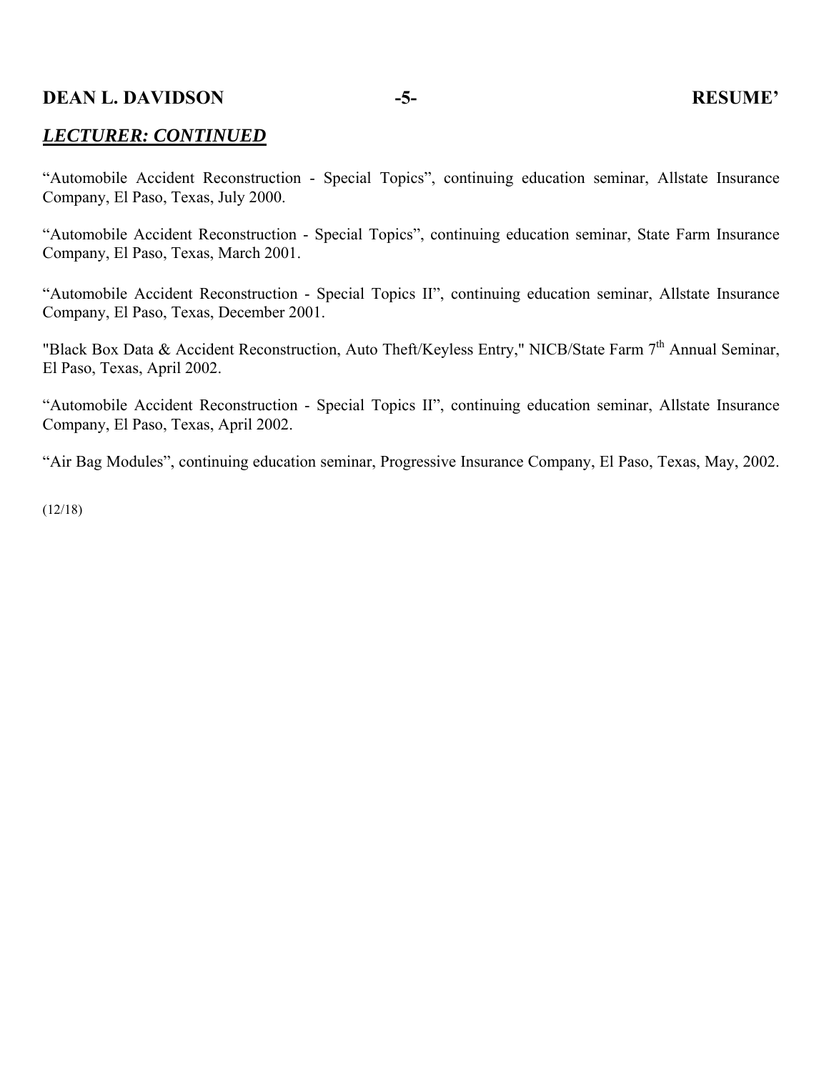## *LECTURER: CONTINUED*

“Automobile Accident Reconstruction - Special Topics”, continuing education seminar, Allstate Insurance Company, El Paso, Texas, July 2000.

“Automobile Accident Reconstruction - Special Topics”, continuing education seminar, State Farm Insurance Company, El Paso, Texas, March 2001.

“Automobile Accident Reconstruction - Special Topics II”, continuing education seminar, Allstate Insurance Company, El Paso, Texas, December 2001.

"Black Box Data & Accident Reconstruction, Auto Theft/Keyless Entry," NICB/State Farm 7th Annual Seminar, El Paso, Texas, April 2002.

“Automobile Accident Reconstruction - Special Topics II”, continuing education seminar, Allstate Insurance Company, El Paso, Texas, April 2002.

“Air Bag Modules”, continuing education seminar, Progressive Insurance Company, El Paso, Texas, May, 2002.

(12/18)